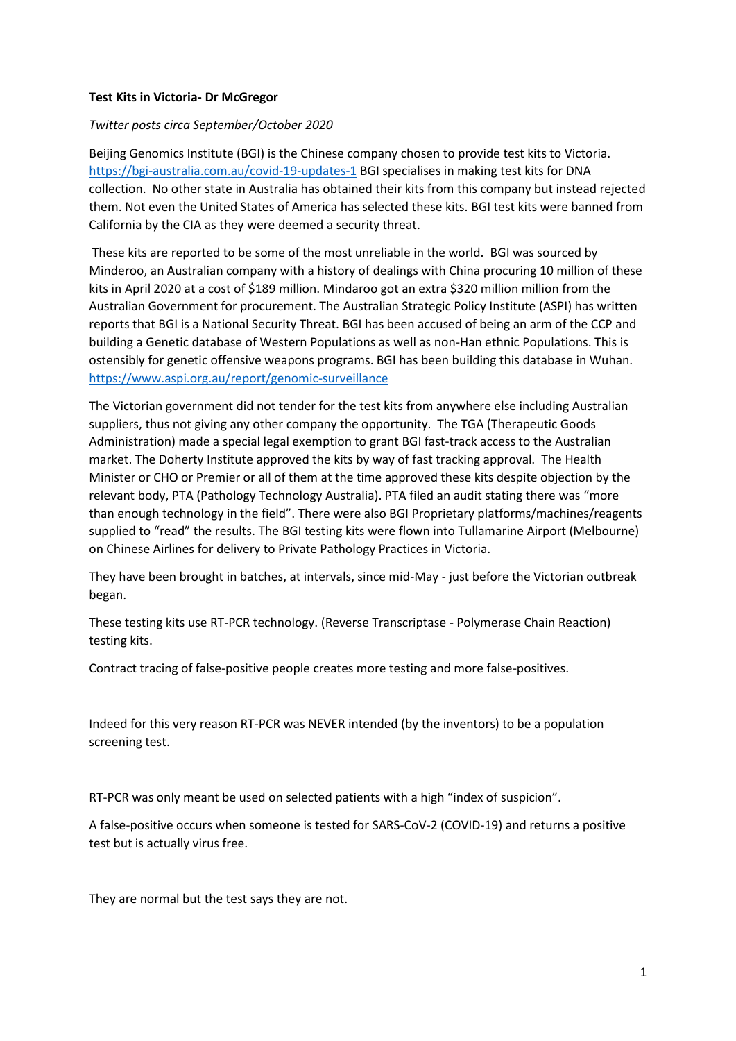**Test Kits in Victoria- Dr McGregor**

*Twitter posts circa September/October 2020*

Beijing Genomics Institute (BGI) is the Chinese company chosen to provide test kits to Victoria. https://bgi-australia.com.au/covid-19-updates-1 BGI specialises in making test kits for DNA collection. No other state in Australia has obtained their kits from this company but instead rejected them. Not even the United States of America has selected these kits. BGI test kits were banned from California by the CIA as they were deemed a security threat.

These kits are reported to be some of the most unreliable in the world. BGI was sourced by Minderoo, an Australian company with a history of dealings with China procuring 10 million of these kits in April 2020 at a cost of $189 million. Mindaroo got an extra $320 million million from the Australian Government for procurement. The Australian Strategic Policy Institute (ASPI) has written reports that BGI is a National Security Threat. BGI has been accused of being an arm of the CCP and building a Genetic database of Western Populations as well as non-Han ethnic Populations. This is ostensibly for genetic offensive weapons programs. BGI has been building this database in Wuhan. https://www.aspi.org.au/report/genomic-surveillance

The Victorian government did not tender for the test kits from anywhere else including Australian suppliers, thus not giving any other company the opportunity. The TGA (Therapeutic Goods Administration) made a special legal exemption to grant BGI fast-track access to the Australian market. The Doherty Institute approved the kits by way of fast tracking approval. The Health Minister or CHO or Premier or all of them at the time approved these kits despite objection by the relevant body, PTA (Pathology Technology Australia). PTA filed an audit stating there was "more than enough technology in the field". There were also BGI Proprietary platforms/machines/reagents supplied to "read" the results. The BGI testing kits were flown into Tullamarine Airport (Melbourne) on Chinese Airlines for delivery to Private Pathology Practices in Victoria.

They have been brought in batches, at intervals, since mid-May - just before the Victorian outbreak began.

These testing kits use RT-PCR technology. (Reverse Transcriptase - Polymerase Chain Reaction) testing kits.

Contract tracing of false-positive people creates more testing and more false-positives.

Indeed for this very reason RT-PCR was NEVER intended (by the inventors) to be a population screening test.

RT-PCR was only meant be used on selected patients with a high "index of suspicion".

A false-positive occurs when someone is tested for SARS-CoV-2 (COVID-19) and returns a positive test but is actually virus free.

They are normal but the test says they are not.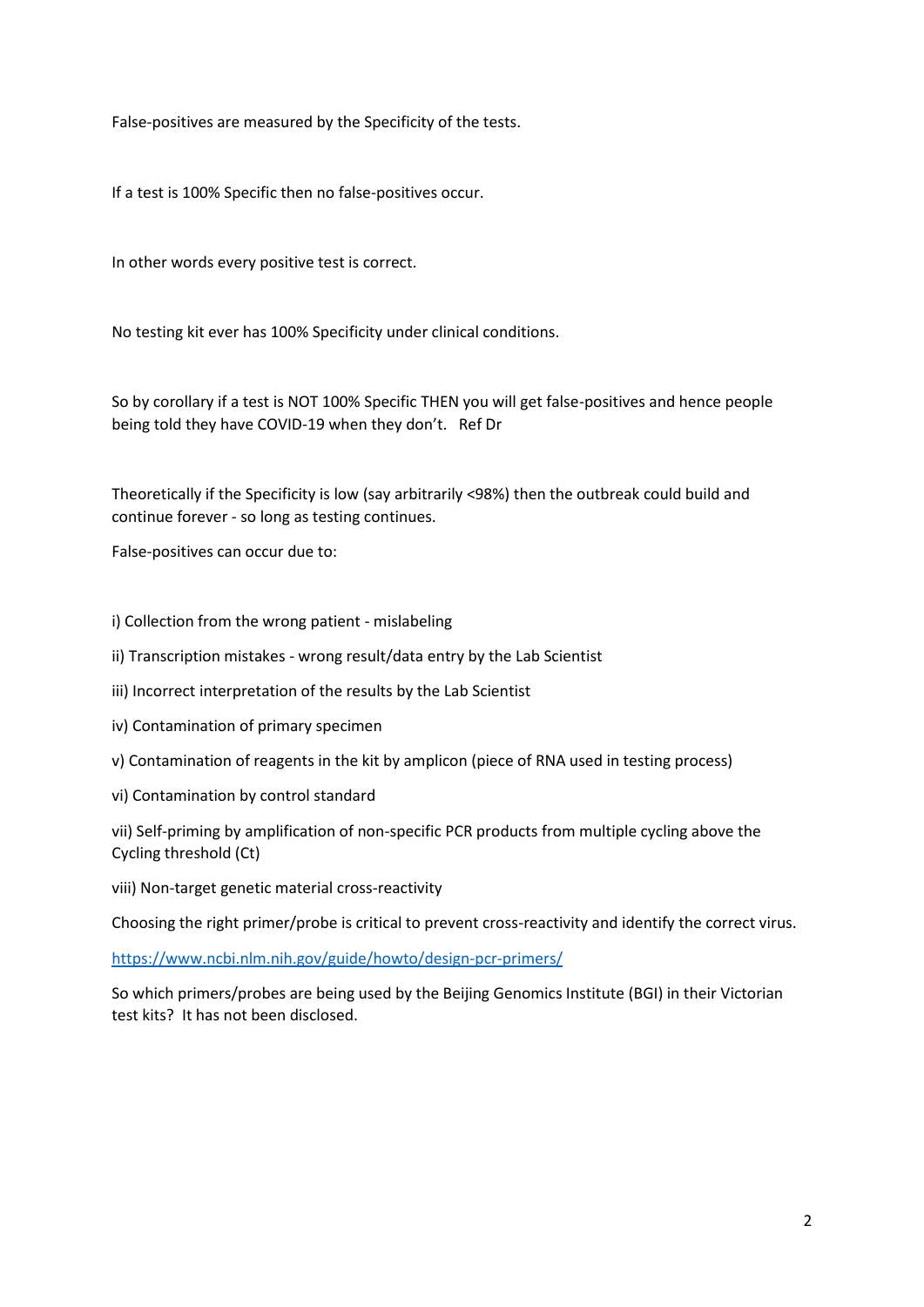False-positives are measured by the Specificity of the tests.

If a test is 100% Specific then no false-positives occur.

In other words every positive test is correct.

No testing kit ever has 100% Specificity under clinical conditions.

So by corollary if a test is NOT 100% Specific THEN you will get false-positives and hence people being told they have COVID-19 when they don't. Ref Dr

Theoretically if the Specificity is low (say arbitrarily <98%) then the outbreak could build and continue forever - so long as testing continues.

False-positives can occur due to:

i) Collection from the wrong patient - mislabeling

ii) Transcription mistakes - wrong result/data entry by the Lab Scientist

iii) Incorrect interpretation of the results by the Lab Scientist

iv) Contamination of primary specimen

v) Contamination of reagents in the kit by amplicon (piece of RNA used in testing process)

vi) Contamination by control standard

vii) Self-priming by amplification of non-specific PCR products from multiple cycling above the Cycling threshold (Ct)

viii) Non-target genetic material cross-reactivity

Choosing the right primer/probe is critical to prevent cross-reactivity and identify the correct virus.

https://www.ncbi.nlm.nih.gov/guide/howto/design-pcr-primers/

So which primers/probes are being used by the Beijing Genomics Institute (BGI) in their Victorian test kits? It has not been disclosed.